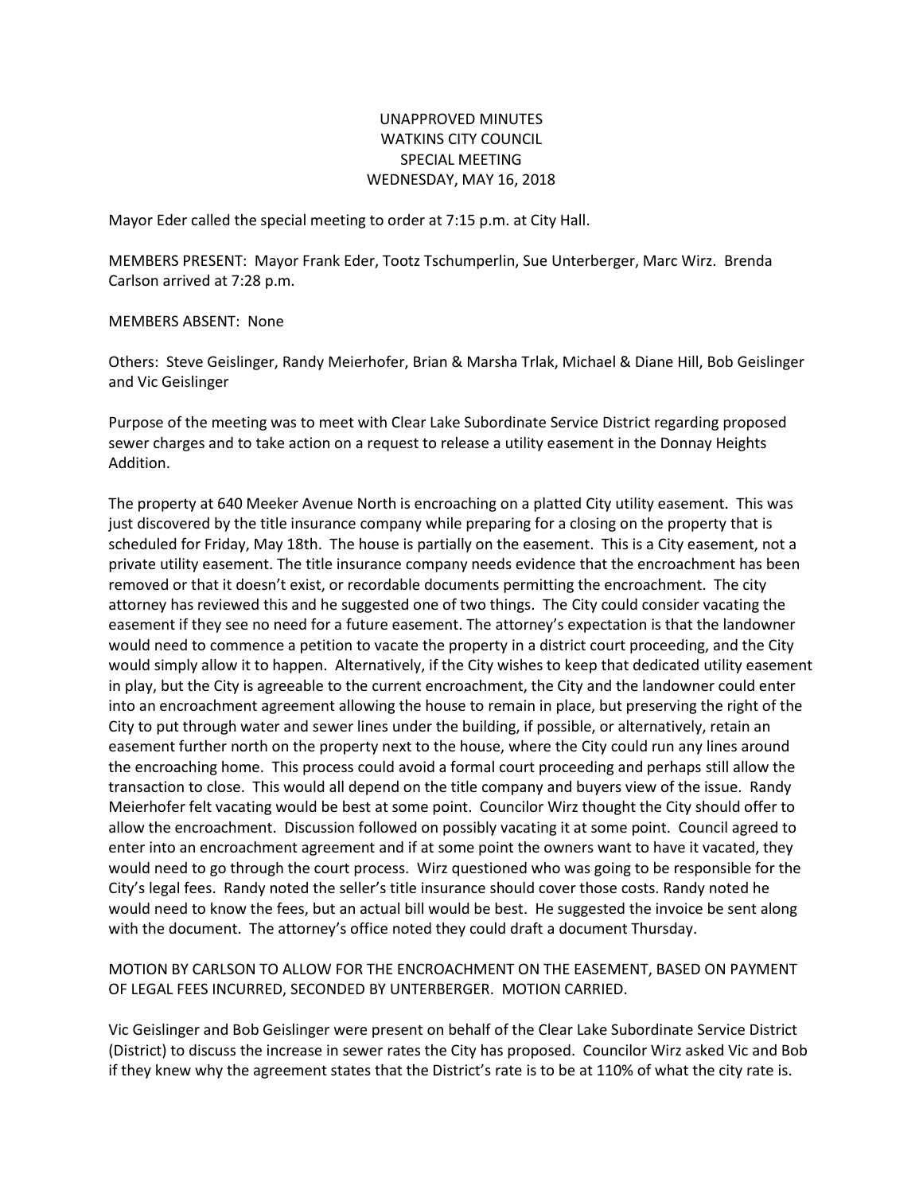UNAPPROVED MINUTES
WATKINS CITY COUNCIL
SPECIAL MEETING
WEDNESDAY, MAY 16, 2018

Mayor Eder called the special meeting to order at 7:15 p.m. at City Hall.

MEMBERS PRESENT: Mayor Frank Eder, Tootz Tschumperlin, Sue Unterberger, Marc Wirz. Brenda Carlson arrived at 7:28 p.m.

MEMBERS ABSENT: None

Others: Steve Geislinger, Randy Meierhofer, Brian & Marsha Trlak, Michael & Diane Hill, Bob Geislinger and Vic Geislinger

Purpose of the meeting was to meet with Clear Lake Subordinate Service District regarding proposed sewer charges and to take action on a request to release a utility easement in the Donnay Heights Addition.

The property at 640 Meeker Avenue North is encroaching on a platted City utility easement. This was just discovered by the title insurance company while preparing for a closing on the property that is scheduled for Friday, May 18th. The house is partially on the easement. This is a City easement, not a private utility easement. The title insurance company needs evidence that the encroachment has been removed or that it doesn't exist, or recordable documents permitting the encroachment. The city attorney has reviewed this and he suggested one of two things. The City could consider vacating the easement if they see no need for a future easement. The attorney's expectation is that the landowner would need to commence a petition to vacate the property in a district court proceeding, and the City would simply allow it to happen. Alternatively, if the City wishes to keep that dedicated utility easement in play, but the City is agreeable to the current encroachment, the City and the landowner could enter into an encroachment agreement allowing the house to remain in place, but preserving the right of the City to put through water and sewer lines under the building, if possible, or alternatively, retain an easement further north on the property next to the house, where the City could run any lines around the encroaching home. This process could avoid a formal court proceeding and perhaps still allow the transaction to close. This would all depend on the title company and buyers view of the issue. Randy Meierhofer felt vacating would be best at some point. Councilor Wirz thought the City should offer to allow the encroachment. Discussion followed on possibly vacating it at some point. Council agreed to enter into an encroachment agreement and if at some point the owners want to have it vacated, they would need to go through the court process. Wirz questioned who was going to be responsible for the City's legal fees. Randy noted the seller's title insurance should cover those costs. Randy noted he would need to know the fees, but an actual bill would be best. He suggested the invoice be sent along with the document. The attorney's office noted they could draft a document Thursday.

MOTION BY CARLSON TO ALLOW FOR THE ENCROACHMENT ON THE EASEMENT, BASED ON PAYMENT OF LEGAL FEES INCURRED, SECONDED BY UNTERBERGER. MOTION CARRIED.

Vic Geislinger and Bob Geislinger were present on behalf of the Clear Lake Subordinate Service District (District) to discuss the increase in sewer rates the City has proposed. Councilor Wirz asked Vic and Bob if they knew why the agreement states that the District's rate is to be at 110% of what the city rate is.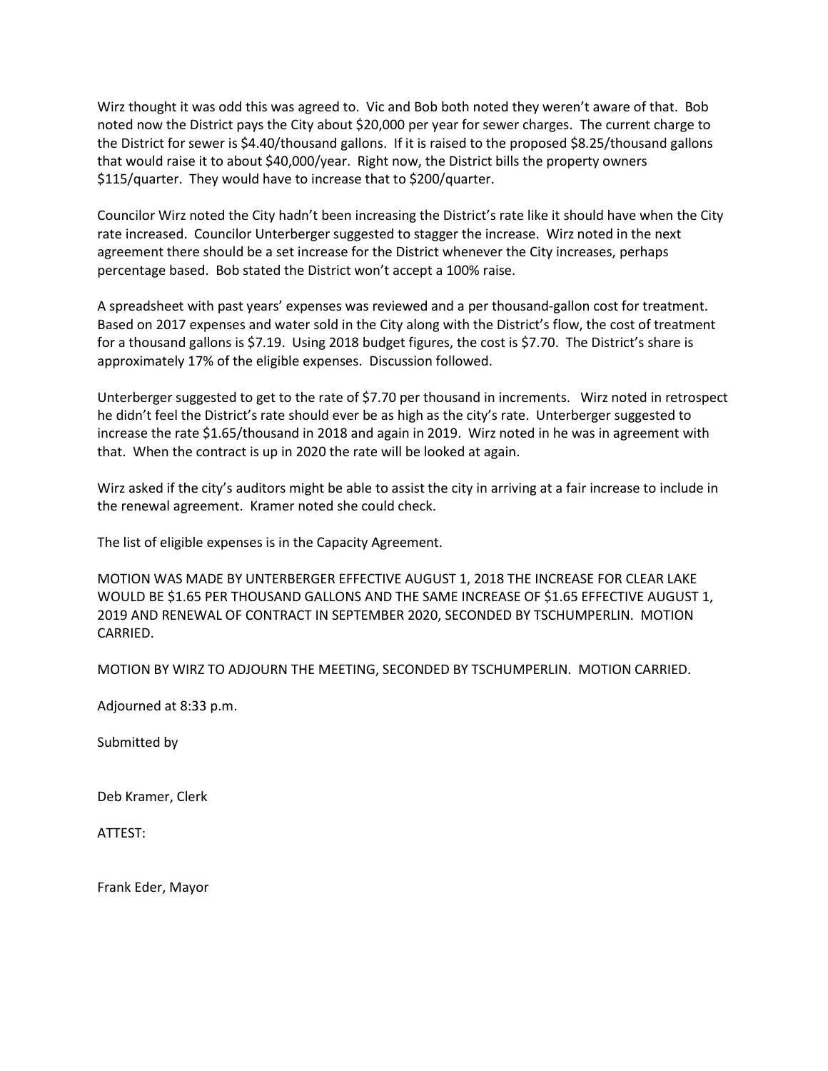Wirz thought it was odd this was agreed to. Vic and Bob both noted they weren't aware of that. Bob noted now the District pays the City about $20,000 per year for sewer charges. The current charge to the District for sewer is $4.40/thousand gallons. If it is raised to the proposed $8.25/thousand gallons that would raise it to about $40,000/year. Right now, the District bills the property owners $115/quarter. They would have to increase that to $200/quarter.

Councilor Wirz noted the City hadn't been increasing the District's rate like it should have when the City rate increased. Councilor Unterberger suggested to stagger the increase. Wirz noted in the next agreement there should be a set increase for the District whenever the City increases, perhaps percentage based. Bob stated the District won't accept a 100% raise.

A spreadsheet with past years' expenses was reviewed and a per thousand-gallon cost for treatment. Based on 2017 expenses and water sold in the City along with the District's flow, the cost of treatment for a thousand gallons is $7.19. Using 2018 budget figures, the cost is $7.70. The District's share is approximately 17% of the eligible expenses. Discussion followed.

Unterberger suggested to get to the rate of $7.70 per thousand in increments. Wirz noted in retrospect he didn't feel the District's rate should ever be as high as the city's rate. Unterberger suggested to increase the rate $1.65/thousand in 2018 and again in 2019. Wirz noted in he was in agreement with that. When the contract is up in 2020 the rate will be looked at again.

Wirz asked if the city's auditors might be able to assist the city in arriving at a fair increase to include in the renewal agreement. Kramer noted she could check.

The list of eligible expenses is in the Capacity Agreement.

MOTION WAS MADE BY UNTERBERGER EFFECTIVE AUGUST 1, 2018 THE INCREASE FOR CLEAR LAKE WOULD BE $1.65 PER THOUSAND GALLONS AND THE SAME INCREASE OF $1.65 EFFECTIVE AUGUST 1, 2019 AND RENEWAL OF CONTRACT IN SEPTEMBER 2020, SECONDED BY TSCHUMPERLIN. MOTION CARRIED.

MOTION BY WIRZ TO ADJOURN THE MEETING, SECONDED BY TSCHUMPERLIN. MOTION CARRIED.

Adjourned at 8:33 p.m.

Submitted by

Deb Kramer, Clerk

ATTEST:

Frank Eder, Mayor